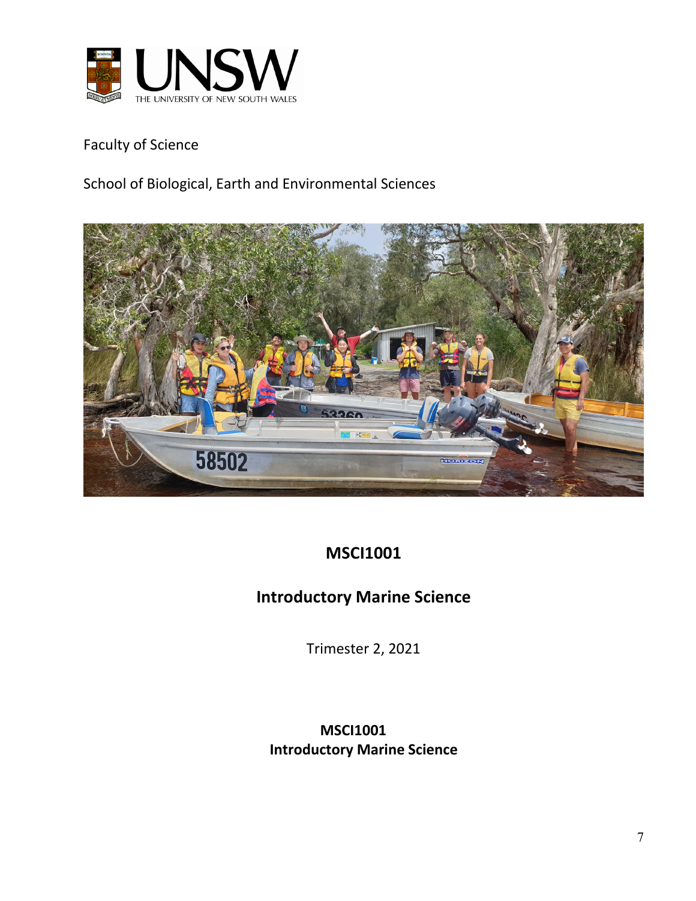Faculty of Science

School of Biological, Earth and Environmental Sciences

# MSCI1001

# Introductory Marine Science

Trimester 2, 2021

**MSCI1001**
**Introductory Marine Science**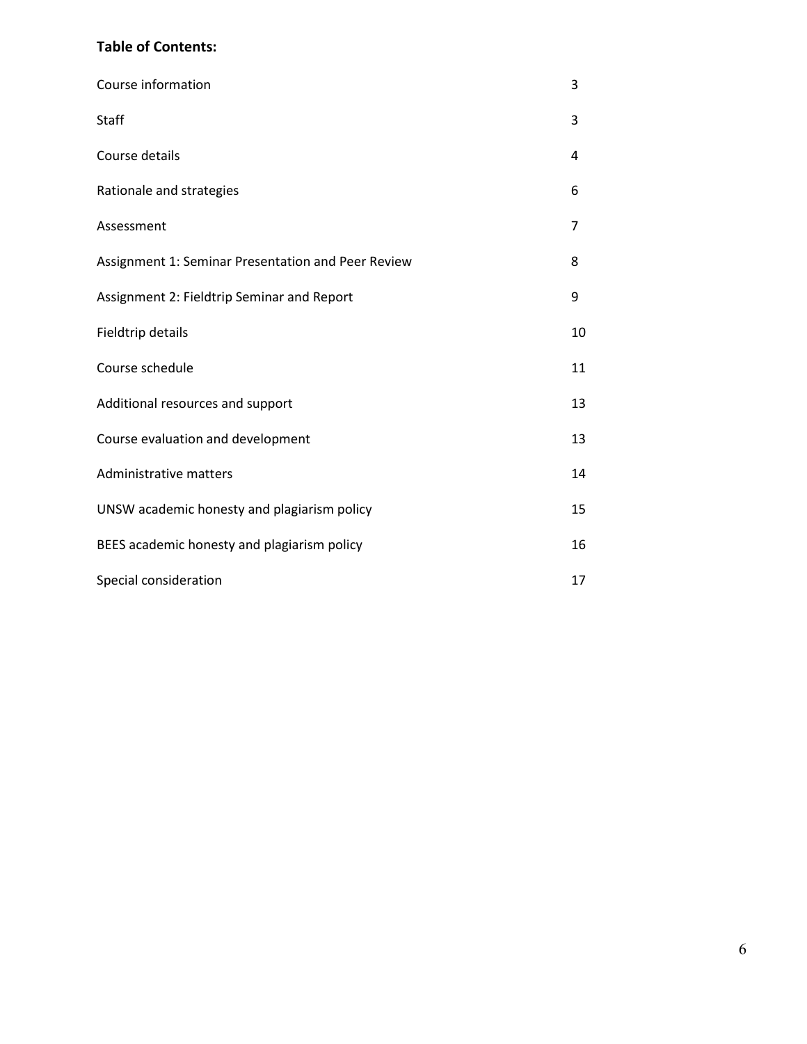**Table of Contents:**

| | |
|---|---|
| Course information | 3 |
| Staff | 3 |
| Course details | 4 |
| Rationale and strategies | 6 |
| Assessment | 7 |
| Assignment 1: Seminar Presentation and Peer Review | 8 |
| Assignment 2: Fieldtrip Seminar and Report | 9 |
| Fieldtrip details | 10 |
| Course schedule | 11 |
| Additional resources and support | 13 |
| Course evaluation and development | 13 |
| Administrative matters | 14 |
| UNSW academic honesty and plagiarism policy | 15 |
| BEES academic honesty and plagiarism policy | 16 |
| Special consideration | 17 |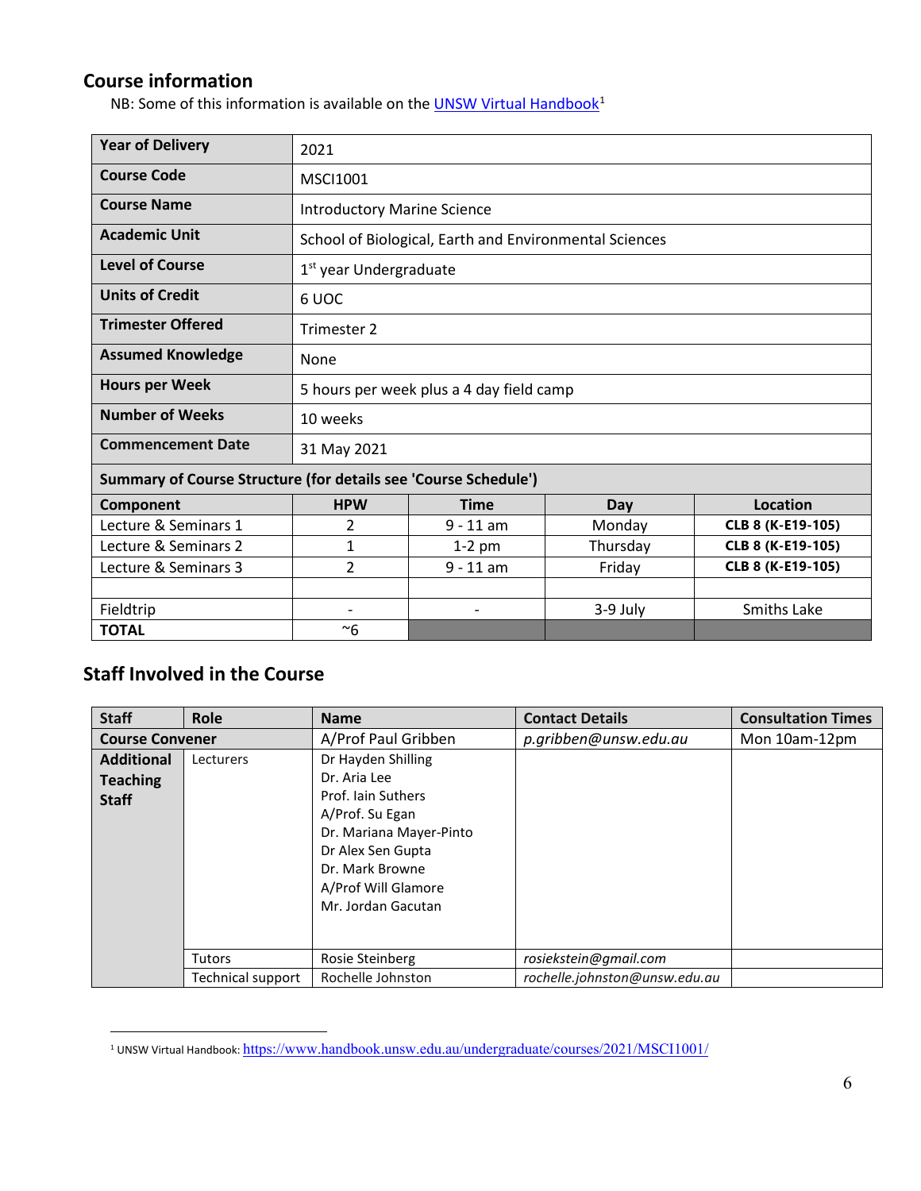## Course information

NB: Some of this information is available on the [UNSW Virtual Handbook](https://www.handbook.unsw.edu.au/undergraduate/courses/2021/MSCI1001/)[1]

| **Year of Delivery** | 2021 | | | |
|---|---|---|---|---|
| **Course Code** | MSCI1001 | | | |
| **Course Name** | Introductory Marine Science | | | |
| **Academic Unit** | School of Biological, Earth and Environmental Sciences | | | |
| **Level of Course** | 1st year Undergraduate | | | |
| **Units of Credit** | 6 UOC | | | |
| **Trimester Offered** | Trimester 2 | | | |
| **Assumed Knowledge** | None | | | |
| **Hours per Week** | 5 hours per week plus a 4 day field camp | | | |
| **Number of Weeks** | 10 weeks | | | |
| **Commencement Date** | 31 May 2021 | | | |
| **Summary of Course Structure (for details see 'Course Schedule')** | | | | |
| **Component** | **HPW** | **Time** | **Day** | **Location** |
| Lecture & Seminars 1 | 2 | 9 - 11 am | Monday | **CLB 8 (K-E19-105)** |
| Lecture & Seminars 2 | 1 | 1-2 pm | Thursday | **CLB 8 (K-E19-105)** |
| Lecture & Seminars 3 | 2 | 9 - 11 am | Friday | **CLB 8 (K-E19-105)** |
| | | | | |
| Fieldtrip | - | - | 3-9 July | Smiths Lake |
| **TOTAL** | ~6 | | | |

## Staff Involved in the Course

| **Staff** | **Role** | **Name** | **Contact Details** | **Consultation Times** |
|---|---|---|---|---|
| **Course Convener** | | A/Prof Paul Gribben | *p.gribben@unsw.edu.au* | Mon 10am-12pm |
| **Additional Teaching Staff** | Lecturers | Dr Hayden Shilling<br>Dr. Aria Lee<br>Prof. Iain Suthers<br>A/Prof. Su Egan<br>Dr. Mariana Mayer-Pinto<br>Dr Alex Sen Gupta<br>Dr. Mark Browne<br>A/Prof Will Glamore<br>Mr. Jordan Gacutan | | |
| | Tutors | Rosie Steinberg | *rosiekstein@gmail.com* | |
| | Technical support | Rochelle Johnston | *rochelle.johnston@unsw.edu.au* | |

[1] UNSW Virtual Handbook: https://www.handbook.unsw.edu.au/undergraduate/courses/2021/MSCI1001/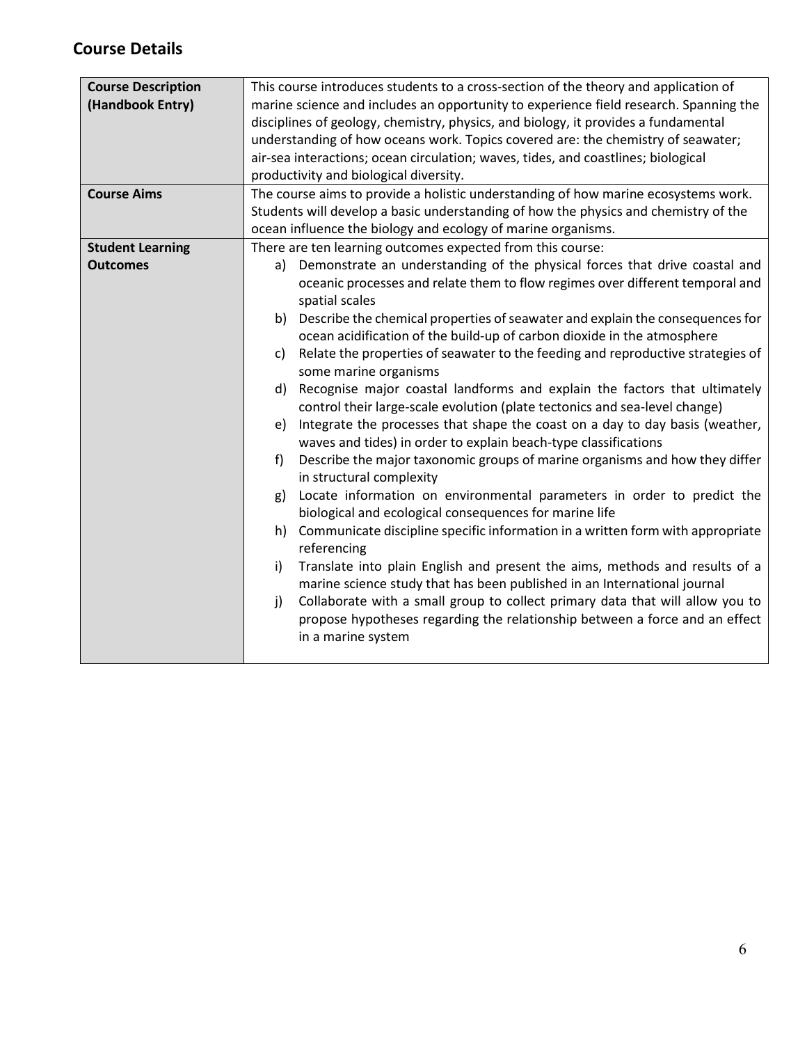## Course Details

| | |
|---|---|
| **Course Description (Handbook Entry)** | This course introduces students to a cross-section of the theory and application of marine science and includes an opportunity to experience field research. Spanning the disciplines of geology, chemistry, physics, and biology, it provides a fundamental understanding of how oceans work. Topics covered are: the chemistry of seawater; air-sea interactions; ocean circulation; waves, tides, and coastlines; biological productivity and biological diversity. |
| **Course Aims** | The course aims to provide a holistic understanding of how marine ecosystems work. Students will develop a basic understanding of how the physics and chemistry of the ocean influence the biology and ecology of marine organisms. |
| **Student Learning Outcomes** | There are ten learning outcomes expected from this course:<br>a) Demonstrate an understanding of the physical forces that drive coastal and oceanic processes and relate them to flow regimes over different temporal and spatial scales<br>b) Describe the chemical properties of seawater and explain the consequences for ocean acidification of the build-up of carbon dioxide in the atmosphere<br>c) Relate the properties of seawater to the feeding and reproductive strategies of some marine organisms<br>d) Recognise major coastal landforms and explain the factors that ultimately control their large-scale evolution (plate tectonics and sea-level change)<br>e) Integrate the processes that shape the coast on a day to day basis (weather, waves and tides) in order to explain beach-type classifications<br>f) Describe the major taxonomic groups of marine organisms and how they differ in structural complexity<br>g) Locate information on environmental parameters in order to predict the biological and ecological consequences for marine life<br>h) Communicate discipline specific information in a written form with appropriate referencing<br>i) Translate into plain English and present the aims, methods and results of a marine science study that has been published in an International journal<br>j) Collaborate with a small group to collect primary data that will allow you to propose hypotheses regarding the relationship between a force and an effect in a marine system |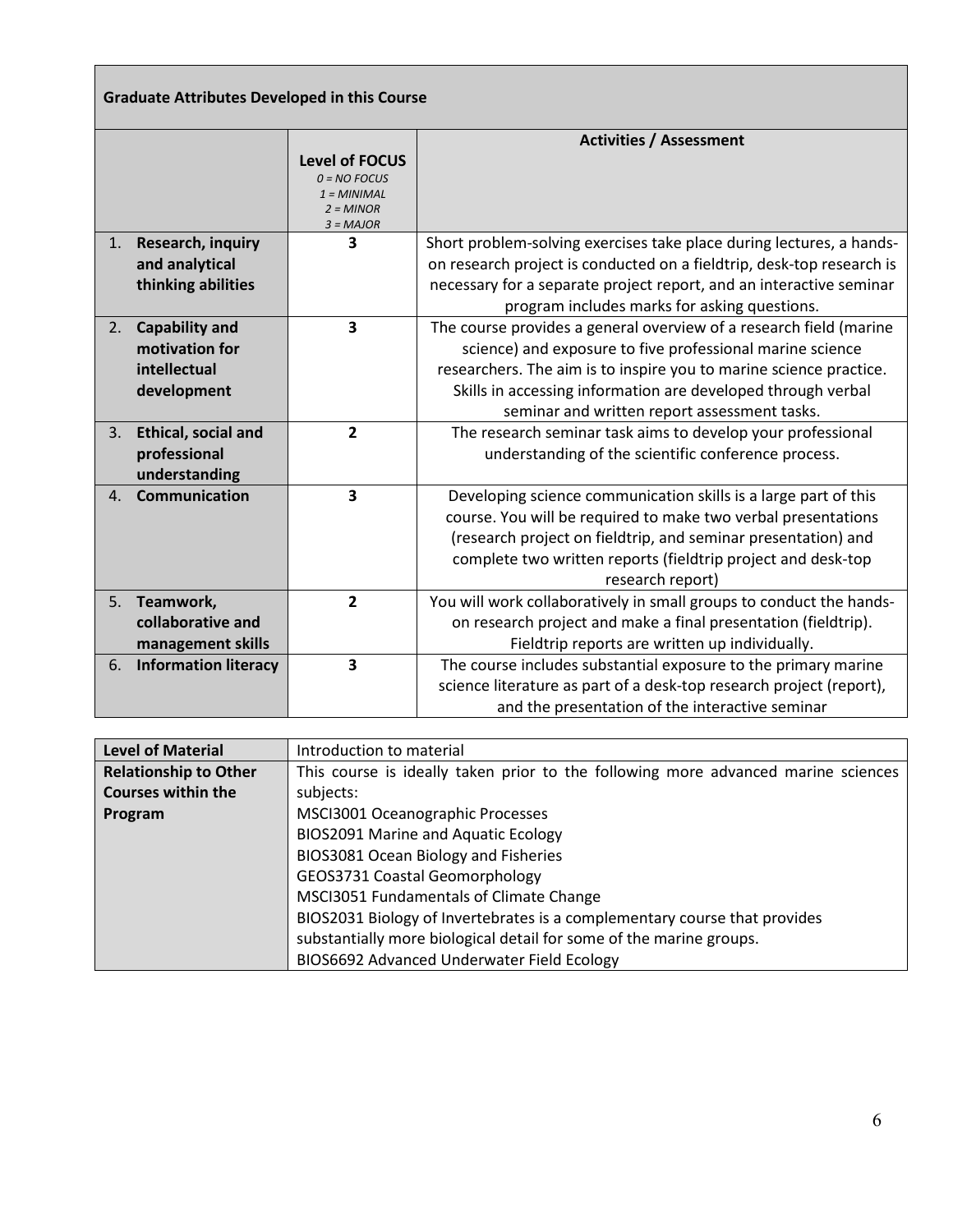| Graduate Attributes Developed in this Course | | |
|---|---|---|
| | **Level of FOCUS** *0 = NO FOCUS* *1 = MINIMAL* *2 = MINOR* *3 = MAJOR* | **Activities / Assessment** |
| 1. **Research, inquiry and analytical thinking abilities** | **3** | Short problem-solving exercises take place during lectures, a hands-on research project is conducted on a fieldtrip, desk-top research is necessary for a separate project report, and an interactive seminar program includes marks for asking questions. |
| 2. **Capability and motivation for intellectual development** | **3** | The course provides a general overview of a research field (marine science) and exposure to five professional marine science researchers. The aim is to inspire you to marine science practice. Skills in accessing information are developed through verbal seminar and written report assessment tasks. |
| 3. **Ethical, social and professional understanding** | **2** | The research seminar task aims to develop your professional understanding of the scientific conference process. |
| 4. **Communication** | **3** | Developing science communication skills is a large part of this course. You will be required to make two verbal presentations (research project on fieldtrip, and seminar presentation) and complete two written reports (fieldtrip project and desk-top research report) |
| 5. **Teamwork, collaborative and management skills** | **2** | You will work collaboratively in small groups to conduct the hands-on research project and make a final presentation (fieldtrip). Fieldtrip reports are written up individually. |
| 6. **Information literacy** | **3** | The course includes substantial exposure to the primary marine science literature as part of a desk-top research project (report), and the presentation of the interactive seminar |

| **Level of Material** | Introduction to material |
|---|---|
| **Relationship to Other Courses within the Program** | This course is ideally taken prior to the following more advanced marine sciences subjects:<br>MSCI3001 Oceanographic Processes<br>BIOS2091 Marine and Aquatic Ecology<br>BIOS3081 Ocean Biology and Fisheries<br>GEOS3731 Coastal Geomorphology<br>MSCI3051 Fundamentals of Climate Change<br>BIOS2031 Biology of Invertebrates is a complementary course that provides substantially more biological detail for some of the marine groups.<br>BIOS6692 Advanced Underwater Field Ecology |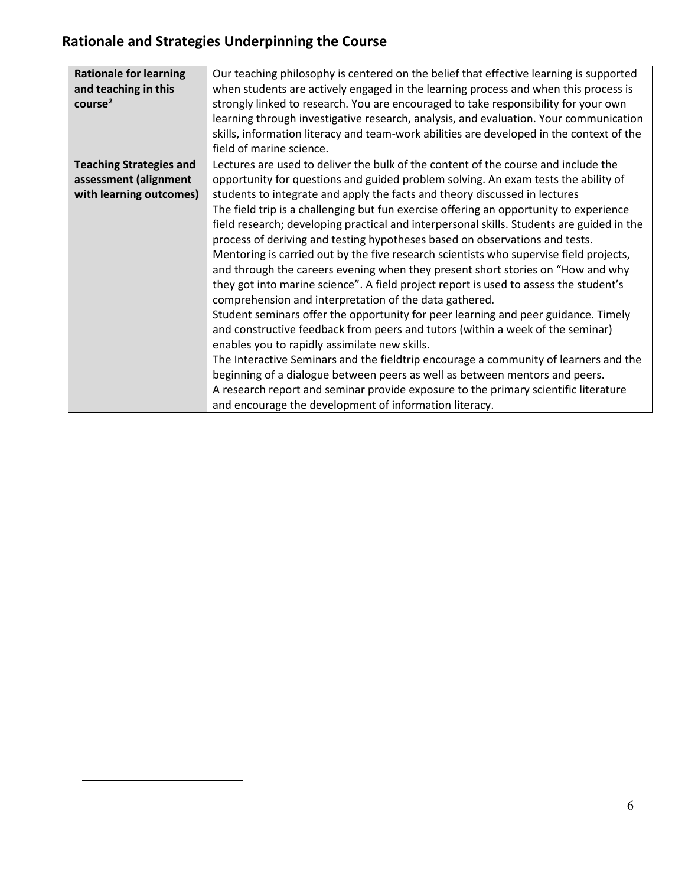## Rationale and Strategies Underpinning the Course

| | |
|---|---|
| **Rationale for learning and teaching in this course**[2] | Our teaching philosophy is centered on the belief that effective learning is supported when students are actively engaged in the learning process and when this process is strongly linked to research. You are encouraged to take responsibility for your own learning through investigative research, analysis, and evaluation. Your communication skills, information literacy and team-work abilities are developed in the context of the field of marine science. |
| **Teaching Strategies and assessment (alignment with learning outcomes)** | Lectures are used to deliver the bulk of the content of the course and include the opportunity for questions and guided problem solving. An exam tests the ability of students to integrate and apply the facts and theory discussed in lectures<br>The field trip is a challenging but fun exercise offering an opportunity to experience field research; developing practical and interpersonal skills. Students are guided in the process of deriving and testing hypotheses based on observations and tests. Mentoring is carried out by the five research scientists who supervise field projects, and through the careers evening when they present short stories on "How and why they got into marine science". A field project report is used to assess the student's comprehension and interpretation of the data gathered.<br>Student seminars offer the opportunity for peer learning and peer guidance. Timely and constructive feedback from peers and tutors (within a week of the seminar) enables you to rapidly assimilate new skills.<br>The Interactive Seminars and the fieldtrip encourage a community of learners and the beginning of a dialogue between peers as well as between mentors and peers.<br>A research report and seminar provide exposure to the primary scientific literature and encourage the development of information literacy. |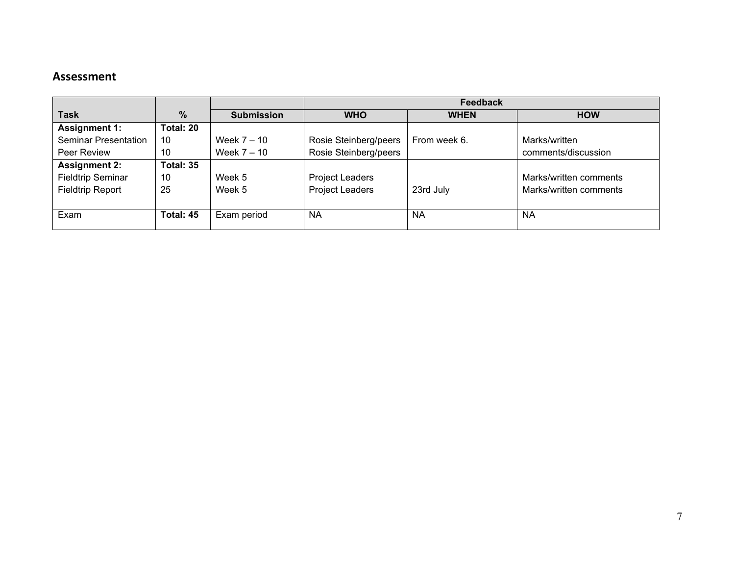## Assessment

| Task | % | Submission | Feedback | | |
|---|---|---|---|---|---|
| | | | **WHO** | **WHEN** | **HOW** |
| **Assignment 1:** | **Total: 20** | | | | |
| Seminar Presentation | 10 | Week 7 – 10 | Rosie Steinberg/peers | From week 6. | Marks/written comments/discussion |
| Peer Review | 10 | Week 7 – 10 | Rosie Steinberg/peers | | |
| **Assignment 2:** | **Total: 35** | | | | |
| Fieldtrip Seminar | 10 | Week 5 | Project Leaders | | Marks/written comments |
| Fieldtrip Report | 25 | Week 5 | Project Leaders | 23rd July | Marks/written comments |
| Exam | **Total: 45** | Exam period | NA | NA | NA |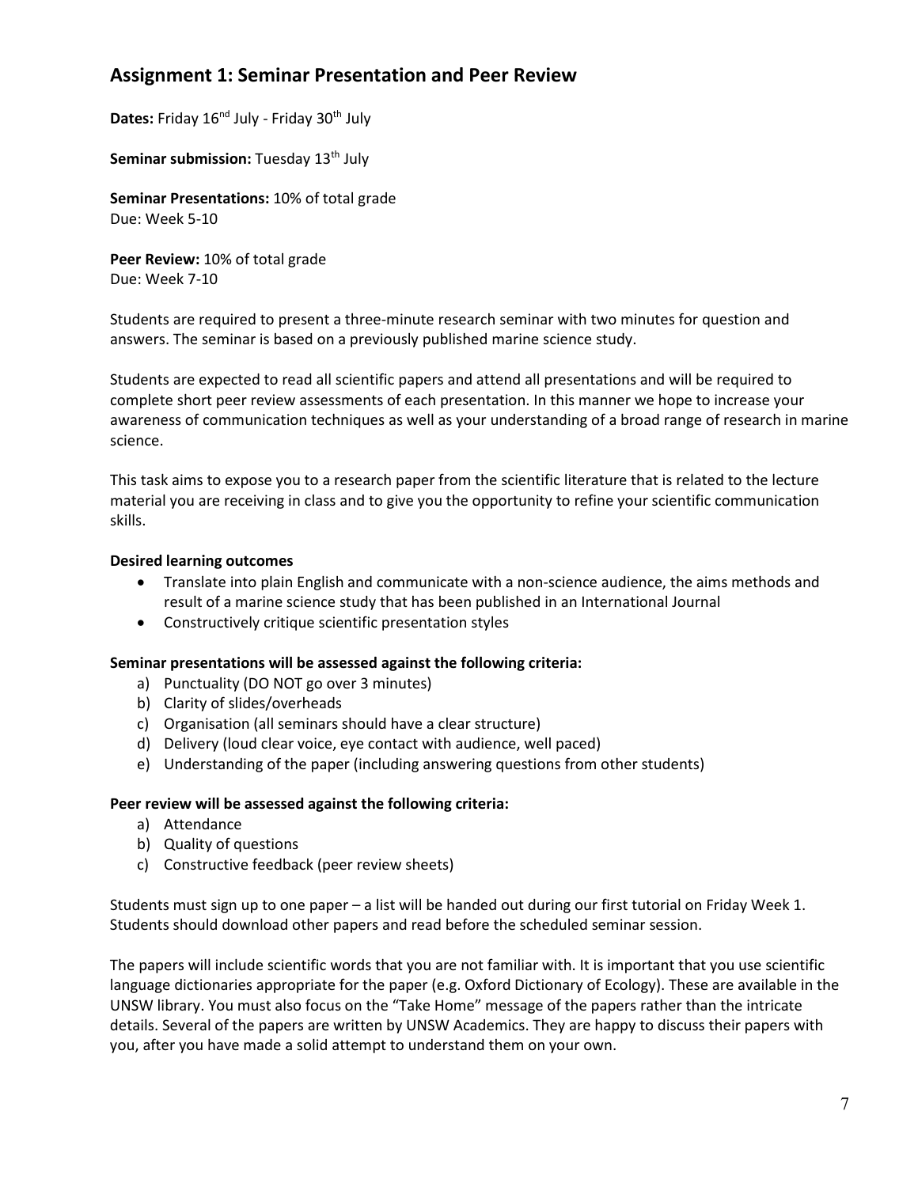## Assignment 1: Seminar Presentation and Peer Review

**Dates:** Friday 16th July - Friday 30th July

**Seminar submission:** Tuesday 13th July

**Seminar Presentations:** 10% of total grade
Due: Week 5-10

**Peer Review:** 10% of total grade
Due: Week 7-10

Students are required to present a three-minute research seminar with two minutes for question and answers. The seminar is based on a previously published marine science study.

Students are expected to read all scientific papers and attend all presentations and will be required to complete short peer review assessments of each presentation. In this manner we hope to increase your awareness of communication techniques as well as your understanding of a broad range of research in marine science.

This task aims to expose you to a research paper from the scientific literature that is related to the lecture material you are receiving in class and to give you the opportunity to refine your scientific communication skills.

**Desired learning outcomes**

- Translate into plain English and communicate with a non-science audience, the aims methods and result of a marine science study that has been published in an International Journal
- Constructively critique scientific presentation styles

**Seminar presentations will be assessed against the following criteria:**

a) Punctuality (DO NOT go over 3 minutes)
b) Clarity of slides/overheads
c) Organisation (all seminars should have a clear structure)
d) Delivery (loud clear voice, eye contact with audience, well paced)
e) Understanding of the paper (including answering questions from other students)

**Peer review will be assessed against the following criteria:**

a) Attendance
b) Quality of questions
c) Constructive feedback (peer review sheets)

Students must sign up to one paper – a list will be handed out during our first tutorial on Friday Week 1. Students should download other papers and read before the scheduled seminar session.

The papers will include scientific words that you are not familiar with. It is important that you use scientific language dictionaries appropriate for the paper (e.g. Oxford Dictionary of Ecology). These are available in the UNSW library. You must also focus on the "Take Home" message of the papers rather than the intricate details. Several of the papers are written by UNSW Academics. They are happy to discuss their papers with you, after you have made a solid attempt to understand them on your own.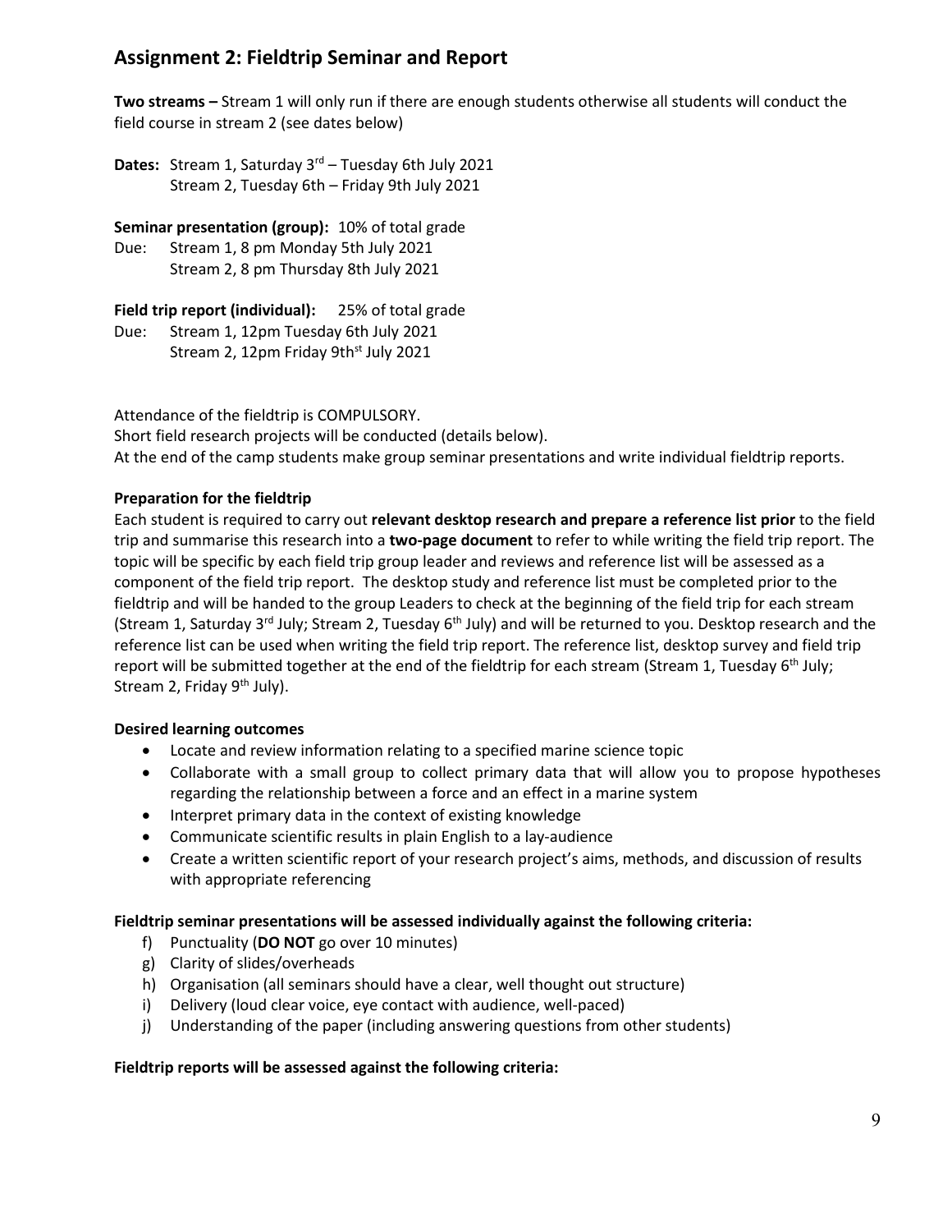## Assignment 2: Fieldtrip Seminar and Report

**Two streams –** Stream 1 will only run if there are enough students otherwise all students will conduct the field course in stream 2 (see dates below)

**Dates:** Stream 1, Saturday 3rd – Tuesday 6th July 2021
Stream 2, Tuesday 6th – Friday 9th July 2021

**Seminar presentation (group):** 10% of total grade
Due: Stream 1, 8 pm Monday 5th July 2021
Stream 2, 8 pm Thursday 8th July 2021

**Field trip report (individual):** 25% of total grade
Due: Stream 1, 12pm Tuesday 6th July 2021
Stream 2, 12pm Friday 9thst July 2021

Attendance of the fieldtrip is COMPULSORY.
Short field research projects will be conducted (details below).
At the end of the camp students make group seminar presentations and write individual fieldtrip reports.

**Preparation for the fieldtrip**

Each student is required to carry out **relevant desktop research and prepare a reference list prior** to the field trip and summarise this research into a **two-page document** to refer to while writing the field trip report. The topic will be specific by each field trip group leader and reviews and reference list will be assessed as a component of the field trip report. The desktop study and reference list must be completed prior to the fieldtrip and will be handed to the group Leaders to check at the beginning of the field trip for each stream (Stream 1, Saturday 3rd July; Stream 2, Tuesday 6th July) and will be returned to you. Desktop research and the reference list can be used when writing the field trip report. The reference list, desktop survey and field trip report will be submitted together at the end of the fieldtrip for each stream (Stream 1, Tuesday 6th July; Stream 2, Friday 9th July).

**Desired learning outcomes**

- Locate and review information relating to a specified marine science topic
- Collaborate with a small group to collect primary data that will allow you to propose hypotheses regarding the relationship between a force and an effect in a marine system
- Interpret primary data in the context of existing knowledge
- Communicate scientific results in plain English to a lay-audience
- Create a written scientific report of your research project's aims, methods, and discussion of results with appropriate referencing

**Fieldtrip seminar presentations will be assessed individually against the following criteria:**

f) Punctuality (**DO NOT** go over 10 minutes)
g) Clarity of slides/overheads
h) Organisation (all seminars should have a clear, well thought out structure)
i) Delivery (loud clear voice, eye contact with audience, well-paced)
j) Understanding of the paper (including answering questions from other students)

**Fieldtrip reports will be assessed against the following criteria:**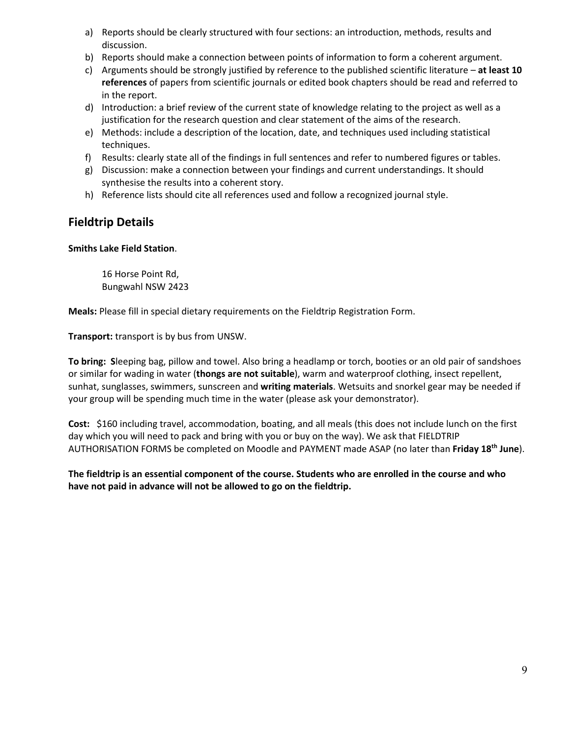a) Reports should be clearly structured with four sections: an introduction, methods, results and discussion.
b) Reports should make a connection between points of information to form a coherent argument.
c) Arguments should be strongly justified by reference to the published scientific literature – **at least 10 references** of papers from scientific journals or edited book chapters should be read and referred to in the report.
d) Introduction: a brief review of the current state of knowledge relating to the project as well as a justification for the research question and clear statement of the aims of the research.
e) Methods: include a description of the location, date, and techniques used including statistical techniques.
f) Results: clearly state all of the findings in full sentences and refer to numbered figures or tables.
g) Discussion: make a connection between your findings and current understandings. It should synthesise the results into a coherent story.
h) Reference lists should cite all references used and follow a recognized journal style.

## Fieldtrip Details

**Smiths Lake Field Station**.

16 Horse Point Rd,
Bungwahl NSW 2423

**Meals:** Please fill in special dietary requirements on the Fieldtrip Registration Form.

**Transport:** transport is by bus from UNSW.

**To bring: S**leeping bag, pillow and towel. Also bring a headlamp or torch, booties or an old pair of sandshoes or similar for wading in water (**thongs are not suitable**), warm and waterproof clothing, insect repellent, sunhat, sunglasses, swimmers, sunscreen and **writing materials**. Wetsuits and snorkel gear may be needed if your group will be spending much time in the water (please ask your demonstrator).

**Cost:** $160 including travel, accommodation, boating, and all meals (this does not include lunch on the first day which you will need to pack and bring with you or buy on the way). We ask that FIELDTRIP AUTHORISATION FORMS be completed on Moodle and PAYMENT made ASAP (no later than **Friday 18th June**).

**The fieldtrip is an essential component of the course. Students who are enrolled in the course and who have not paid in advance will not be allowed to go on the fieldtrip.**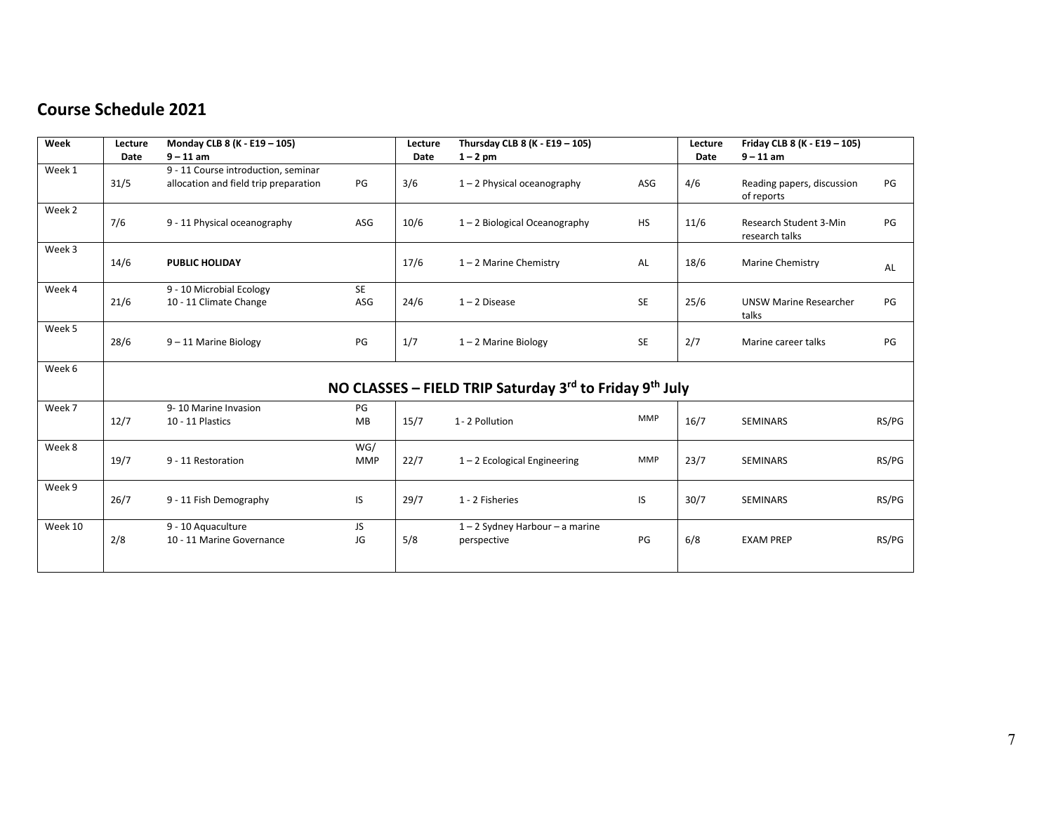## Course Schedule 2021

| Week | Lecture Date | Monday CLB 8 (K - E19 – 105) 9 – 11 am | | Lecture Date | Thursday CLB 8 (K - E19 – 105) 1 – 2 pm | | Lecture Date | Friday CLB 8 (K - E19 – 105) 9 – 11 am | |
|---|---|---|---|---|---|---|---|---|---|
| Week 1 | 31/5 | 9 - 11 Course introduction, seminar allocation and field trip preparation | PG | 3/6 | 1 – 2 Physical oceanography | ASG | 4/6 | Reading papers, discussion of reports | PG |
| Week 2 | 7/6 | 9 - 11 Physical oceanography | ASG | 10/6 | 1 – 2 Biological Oceanography | HS | 11/6 | Research Student 3-Min research talks | PG |
| Week 3 | 14/6 | **PUBLIC HOLIDAY** | | 17/6 | 1 – 2 Marine Chemistry | AL | 18/6 | Marine Chemistry | AL |
| Week 4 | 21/6 | 9 - 10 Microbial Ecology<br>10 - 11 Climate Change | SE<br>ASG | 24/6 | 1 – 2 Disease | SE | 25/6 | UNSW Marine Researcher talks | PG |
| Week 5 | 28/6 | 9 – 11 Marine Biology | PG | 1/7 | 1 – 2 Marine Biology | SE | 2/7 | Marine career talks | PG |
| Week 6 | **NO CLASSES – FIELD TRIP Saturday 3rd to Friday 9th July** | | | | | | | | |
| Week 7 | 12/7 | 9- 10 Marine Invasion<br>10 - 11 Plastics | PG<br>MB | 15/7 | 1 - 2 Pollution | MMP | 16/7 | SEMINARS | RS/PG |
| Week 8 | 19/7 | 9 - 11 Restoration | WG/<br>MMP | 22/7 | 1 – 2 Ecological Engineering | MMP | 23/7 | SEMINARS | RS/PG |
| Week 9 | 26/7 | 9 - 11 Fish Demography | IS | 29/7 | 1 - 2 Fisheries | IS | 30/7 | SEMINARS | RS/PG |
| Week 10 | 2/8 | 9 - 10 Aquaculture<br>10 - 11 Marine Governance | JS<br>JG | 5/8 | 1 – 2 Sydney Harbour – a marine perspective | PG | 6/8 | EXAM PREP | RS/PG |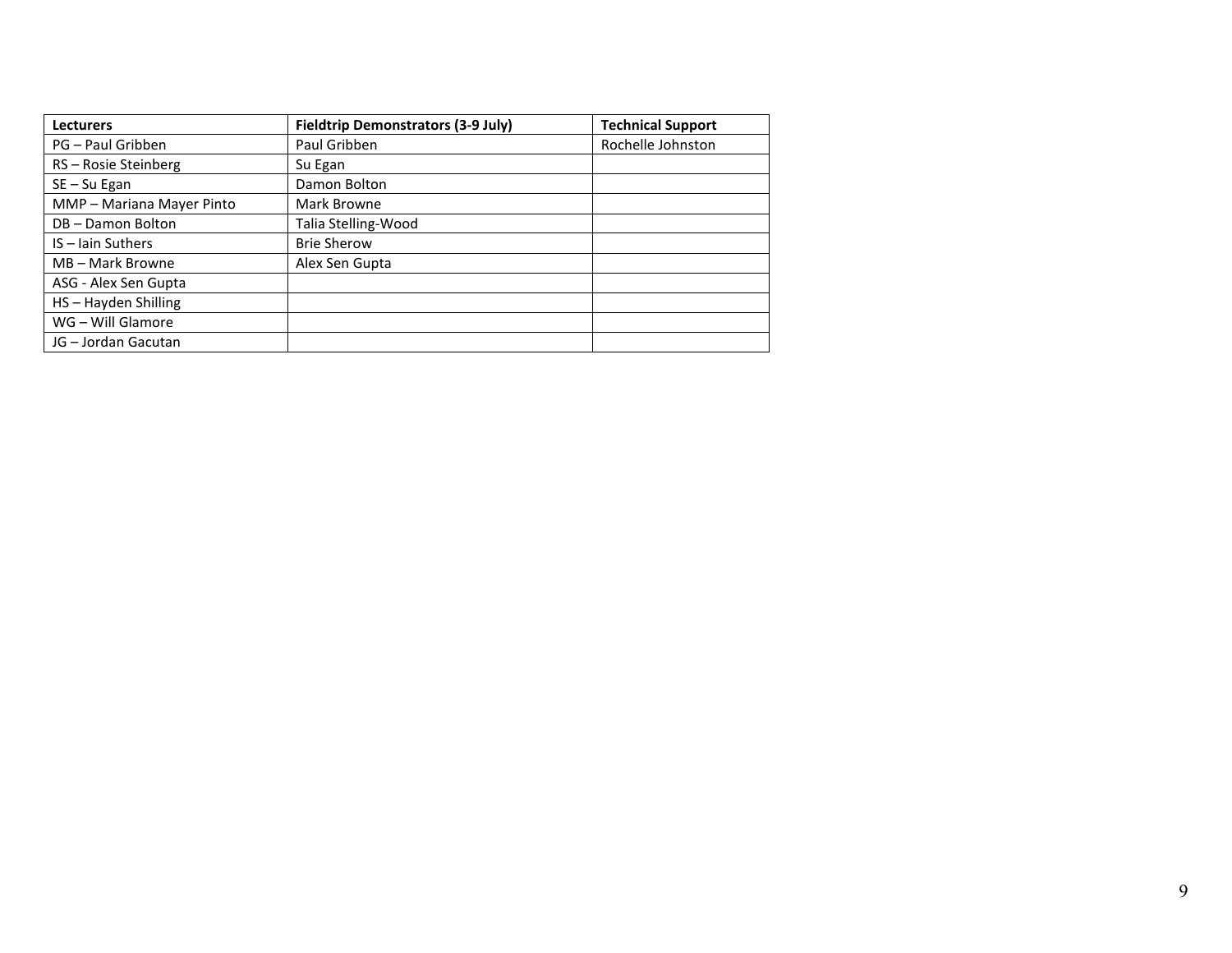| Lecturers | Fieldtrip Demonstrators (3-9 July) | Technical Support |
| --- | --- | --- |
| PG – Paul Gribben | Paul Gribben | Rochelle Johnston |
| RS – Rosie Steinberg | Su Egan | |
| SE – Su Egan | Damon Bolton | |
| MMP – Mariana Mayer Pinto | Mark Browne | |
| DB – Damon Bolton | Talia Stelling-Wood | |
| IS – Iain Suthers | Brie Sherow | |
| MB – Mark Browne | Alex Sen Gupta | |
| ASG - Alex Sen Gupta | | |
| HS – Hayden Shilling | | |
| WG – Will Glamore | | |
| JG – Jordan Gacutan | | |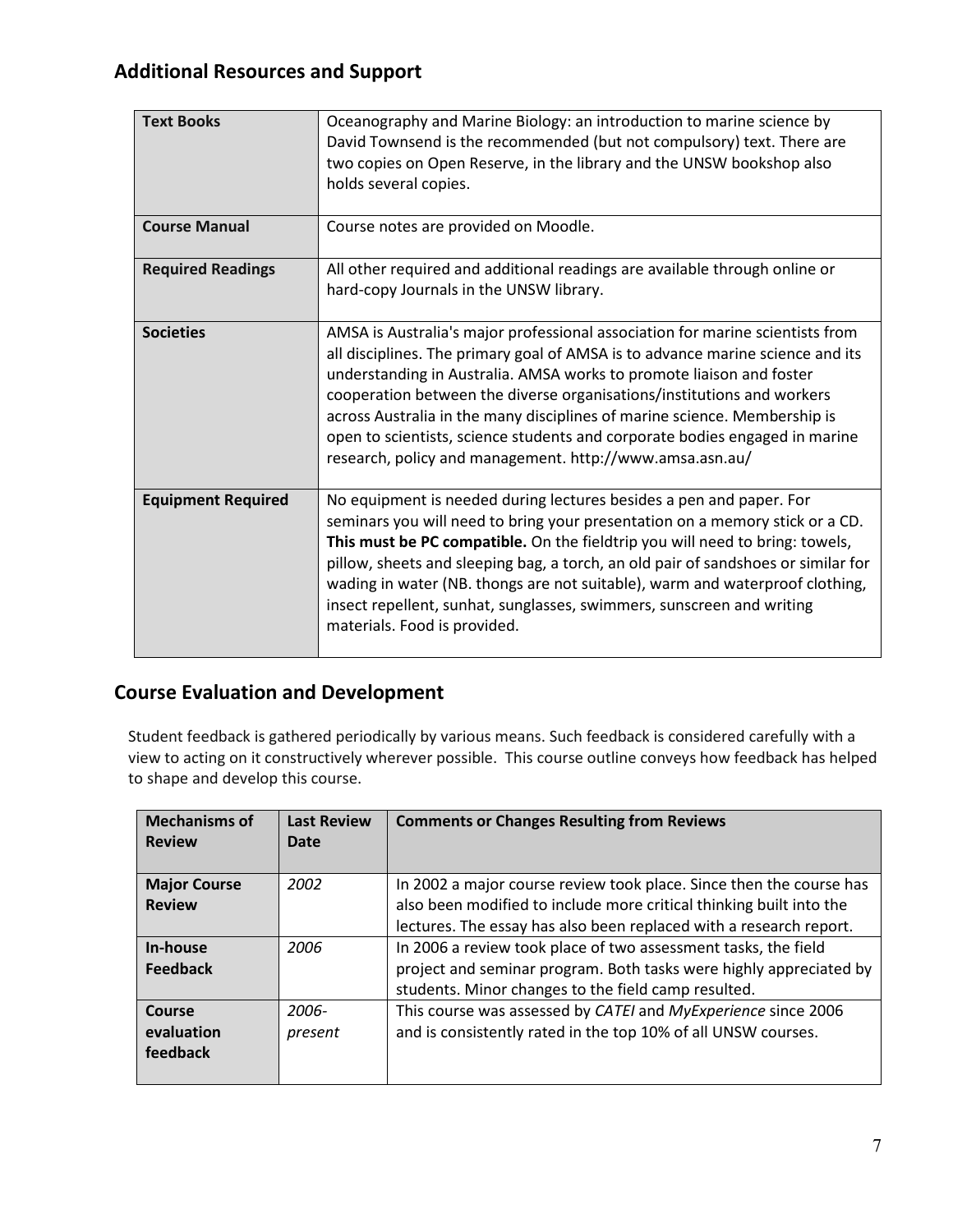## Additional Resources and Support

| | |
|---|---|
| **Text Books** | Oceanography and Marine Biology: an introduction to marine science by David Townsend is the recommended (but not compulsory) text. There are two copies on Open Reserve, in the library and the UNSW bookshop also holds several copies. |
| **Course Manual** | Course notes are provided on Moodle. |
| **Required Readings** | All other required and additional readings are available through online or hard-copy Journals in the UNSW library. |
| **Societies** | AMSA is Australia's major professional association for marine scientists from all disciplines. The primary goal of AMSA is to advance marine science and its understanding in Australia. AMSA works to promote liaison and foster cooperation between the diverse organisations/institutions and workers across Australia in the many disciplines of marine science. Membership is open to scientists, science students and corporate bodies engaged in marine research, policy and management. http://www.amsa.asn.au/ |
| **Equipment Required** | No equipment is needed during lectures besides a pen and paper. For seminars you will need to bring your presentation on a memory stick or a CD. **This must be PC compatible.** On the fieldtrip you will need to bring: towels, pillow, sheets and sleeping bag, a torch, an old pair of sandshoes or similar for wading in water (NB. thongs are not suitable), warm and waterproof clothing, insect repellent, sunhat, sunglasses, swimmers, sunscreen and writing materials. Food is provided. |

## Course Evaluation and Development

Student feedback is gathered periodically by various means. Such feedback is considered carefully with a view to acting on it constructively wherever possible. This course outline conveys how feedback has helped to shape and develop this course.

| Mechanisms of Review | Last Review Date | Comments or Changes Resulting from Reviews |
|---|---|---|
| **Major Course Review** | *2002* | In 2002 a major course review took place. Since then the course has also been modified to include more critical thinking built into the lectures. The essay has also been replaced with a research report. |
| **In-house Feedback** | *2006* | In 2006 a review took place of two assessment tasks, the field project and seminar program. Both tasks were highly appreciated by students. Minor changes to the field camp resulted. |
| **Course evaluation feedback** | *2006-present* | This course was assessed by *CATEI* and *MyExperience* since 2006 and is consistently rated in the top 10% of all UNSW courses. |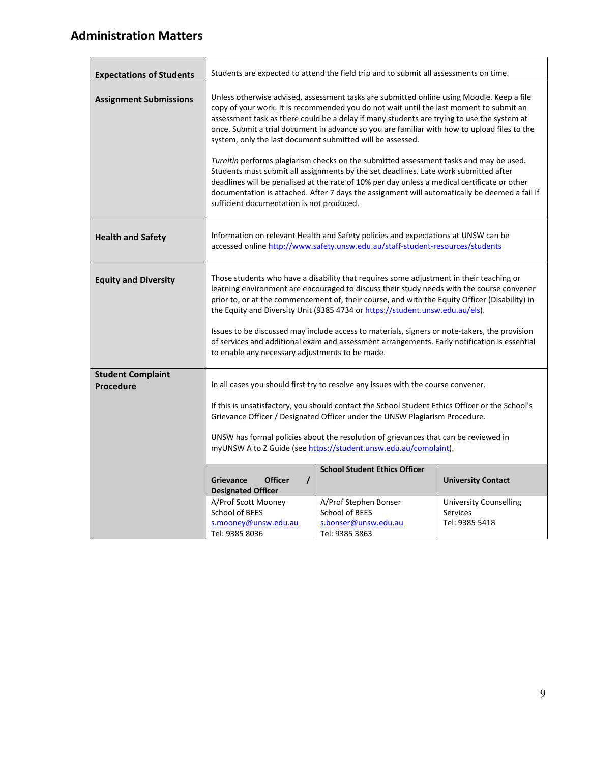## Administration Matters

| | |
|---|---|
| **Expectations of Students** | Students are expected to attend the field trip and to submit all assessments on time. |
| **Assignment Submissions** | Unless otherwise advised, assessment tasks are submitted online using Moodle. Keep a file copy of your work. It is recommended you do not wait until the last moment to submit an assessment task as there could be a delay if many students are trying to use the system at once. Submit a trial document in advance so you are familiar with how to upload files to the system, only the last document submitted will be assessed.<br><br>*Turnitin* performs plagiarism checks on the submitted assessment tasks and may be used. Students must submit all assignments by the set deadlines. Late work submitted after deadlines will be penalised at the rate of 10% per day unless a medical certificate or other documentation is attached. After 7 days the assignment will automatically be deemed a fail if sufficient documentation is not produced. |
| **Health and Safety** | Information on relevant Health and Safety policies and expectations at UNSW can be accessed online http://www.safety.unsw.edu.au/staff-student-resources/students |
| **Equity and Diversity** | Those students who have a disability that requires some adjustment in their teaching or learning environment are encouraged to discuss their study needs with the course convener prior to, or at the commencement of, their course, and with the Equity Officer (Disability) in the Equity and Diversity Unit (9385 4734 or https://student.unsw.edu.au/els).<br><br>Issues to be discussed may include access to materials, signers or note-takers, the provision of services and additional exam and assessment arrangements. Early notification is essential to enable any necessary adjustments to be made. |
| **Student Complaint Procedure** | In all cases you should first try to resolve any issues with the course convener.<br><br>If this is unsatisfactory, you should contact the School Student Ethics Officer or the School's Grievance Officer / Designated Officer under the UNSW Plagiarism Procedure.<br><br>UNSW has formal policies about the resolution of grievances that can be reviewed in myUNSW A to Z Guide (see https://student.unsw.edu.au/complaint). |

| Grievance Officer / Designated Officer | School Student Ethics Officer | University Contact |
|---|---|---|
| A/Prof Scott Mooney<br>School of BEES<br>s.mooney@unsw.edu.au<br>Tel: 9385 8036 | A/Prof Stephen Bonser<br>School of BEES<br>s.bonser@unsw.edu.au<br>Tel: 9385 3863 | University Counselling Services<br>Tel: 9385 5418 |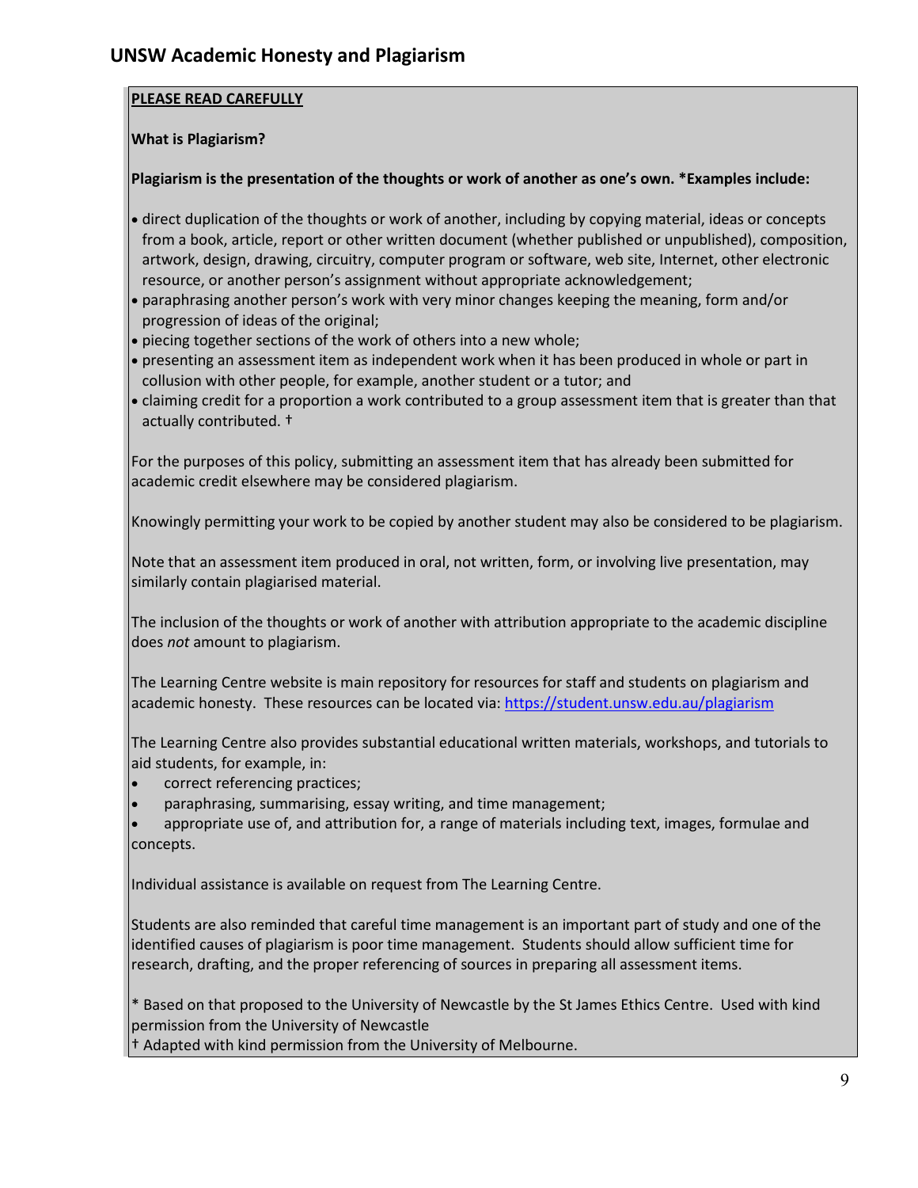## UNSW Academic Honesty and Plagiarism

**PLEASE READ CAREFULLY**

**What is Plagiarism?**

**Plagiarism is the presentation of the thoughts or work of another as one's own. *Examples include:**

- direct duplication of the thoughts or work of another, including by copying material, ideas or concepts from a book, article, report or other written document (whether published or unpublished), composition, artwork, design, drawing, circuitry, computer program or software, web site, Internet, other electronic resource, or another person's assignment without appropriate acknowledgement;
- paraphrasing another person's work with very minor changes keeping the meaning, form and/or progression of ideas of the original;
- piecing together sections of the work of others into a new whole;
- presenting an assessment item as independent work when it has been produced in whole or part in collusion with other people, for example, another student or a tutor; and
- claiming credit for a proportion a work contributed to a group assessment item that is greater than that actually contributed. †

For the purposes of this policy, submitting an assessment item that has already been submitted for academic credit elsewhere may be considered plagiarism.

Knowingly permitting your work to be copied by another student may also be considered to be plagiarism.

Note that an assessment item produced in oral, not written, form, or involving live presentation, may similarly contain plagiarised material.

The inclusion of the thoughts or work of another with attribution appropriate to the academic discipline does *not* amount to plagiarism.

The Learning Centre website is main repository for resources for staff and students on plagiarism and academic honesty. These resources can be located via: https://student.unsw.edu.au/plagiarism

The Learning Centre also provides substantial educational written materials, workshops, and tutorials to aid students, for example, in:

- correct referencing practices;
- paraphrasing, summarising, essay writing, and time management;
- appropriate use of, and attribution for, a range of materials including text, images, formulae and concepts.

Individual assistance is available on request from The Learning Centre.

Students are also reminded that careful time management is an important part of study and one of the identified causes of plagiarism is poor time management. Students should allow sufficient time for research, drafting, and the proper referencing of sources in preparing all assessment items.

* Based on that proposed to the University of Newcastle by the St James Ethics Centre. Used with kind permission from the University of Newcastle

† Adapted with kind permission from the University of Melbourne.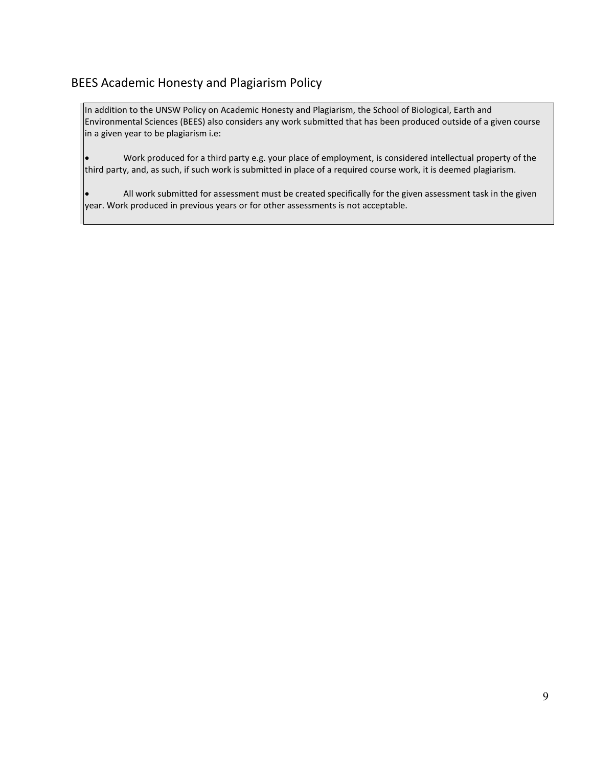## BEES Academic Honesty and Plagiarism Policy

In addition to the UNSW Policy on Academic Honesty and Plagiarism, the School of Biological, Earth and Environmental Sciences (BEES) also considers any work submitted that has been produced outside of a given course in a given year to be plagiarism i.e:

- Work produced for a third party e.g. your place of employment, is considered intellectual property of the third party, and, as such, if such work is submitted in place of a required course work, it is deemed plagiarism.

- All work submitted for assessment must be created specifically for the given assessment task in the given year. Work produced in previous years or for other assessments is not acceptable.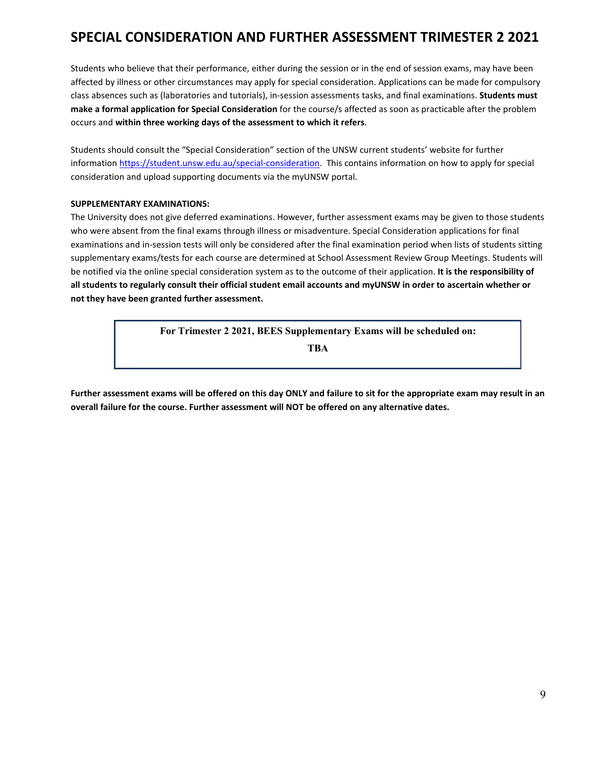# SPECIAL CONSIDERATION AND FURTHER ASSESSMENT TRIMESTER 2 2021

Students who believe that their performance, either during the session or in the end of session exams, may have been affected by illness or other circumstances may apply for special consideration. Applications can be made for compulsory class absences such as (laboratories and tutorials), in-session assessments tasks, and final examinations. **Students must make a formal application for Special Consideration** for the course/s affected as soon as practicable after the problem occurs and **within three working days of the assessment to which it refers**.

Students should consult the "Special Consideration" section of the UNSW current students' website for further information https://student.unsw.edu.au/special-consideration. This contains information on how to apply for special consideration and upload supporting documents via the myUNSW portal.

**SUPPLEMENTARY EXAMINATIONS:**

The University does not give deferred examinations. However, further assessment exams may be given to those students who were absent from the final exams through illness or misadventure. Special Consideration applications for final examinations and in-session tests will only be considered after the final examination period when lists of students sitting supplementary exams/tests for each course are determined at School Assessment Review Group Meetings. Students will be notified via the online special consideration system as to the outcome of their application. **It is the responsibility of all students to regularly consult their official student email accounts and myUNSW in order to ascertain whether or not they have been granted further assessment.**

**For Trimester 2 2021, BEES Supplementary Exams will be scheduled on:**

**TBA**

**Further assessment exams will be offered on this day ONLY and failure to sit for the appropriate exam may result in an overall failure for the course. Further assessment will NOT be offered on any alternative dates.**